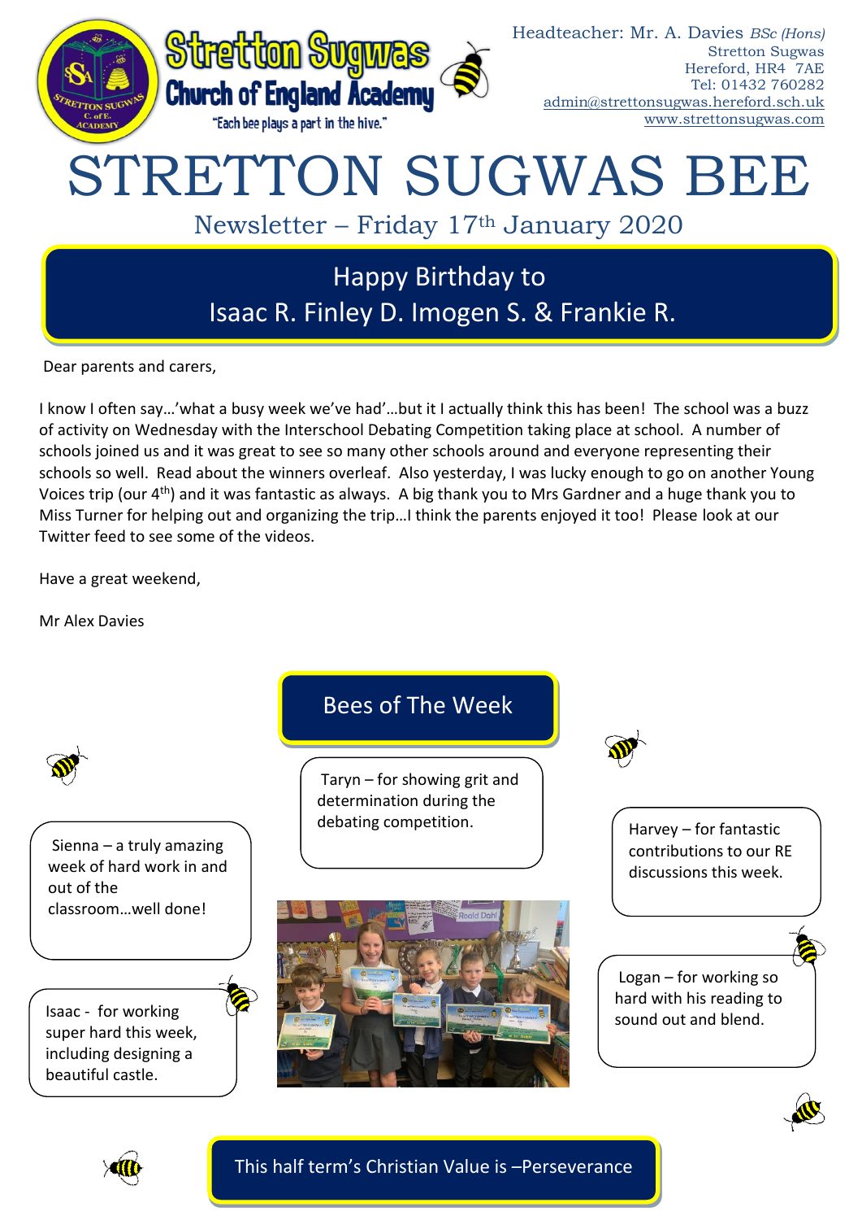**Stretton Sugwas Church of England Academy**

"Each bee plays a part in the hive."

Headteacher: Mr. A. Davies *BSc (Hons)*
Stretton Sugwas
Hereford, HR4 7AE
Tel: 01432 760282
admin@strettonsugwas.hereford.sch.uk
www.strettonsugwas.com

# STRETTON SUGWAS BEE

## Newsletter – Friday 17th January 2020

## Happy Birthday to Isaac R. Finley D. Imogen S. & Frankie R.

Dear parents and carers,

I know I often say…'what a busy week we've had'…but it I actually think this has been! The school was a buzz of activity on Wednesday with the Interschool Debating Competition taking place at school. A number of schools joined us and it was great to see so many other schools around and everyone representing their schools so well. Read about the winners overleaf. Also yesterday, I was lucky enough to go on another Young Voices trip (our 4th) and it was fantastic as always. A big thank you to Mrs Gardner and a huge thank you to Miss Turner for helping out and organizing the trip…I think the parents enjoyed it too! Please look at our Twitter feed to see some of the videos.

Have a great weekend,

Mr Alex Davies

## Bees of The Week

Sienna – a truly amazing week of hard work in and out of the classroom…well done!

Taryn – for showing grit and determination during the debating competition.

Harvey – for fantastic contributions to our RE discussions this week.

Isaac - for working super hard this week, including designing a beautiful castle.

Logan – for working so hard with his reading to sound out and blend.

**This half term's Christian Value is –Perseverance**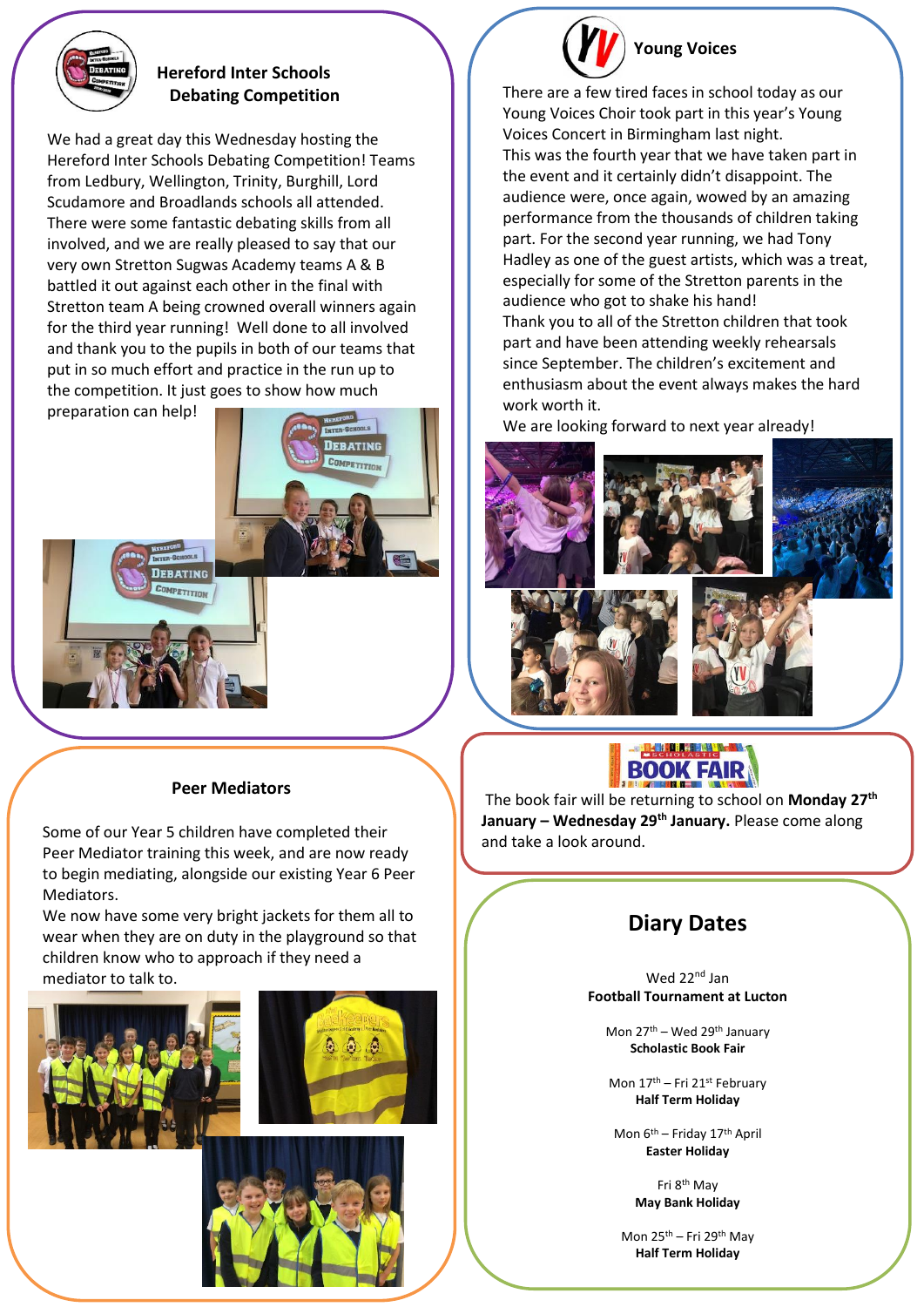## Hereford Inter Schools Debating Competition

We had a great day this Wednesday hosting the Hereford Inter Schools Debating Competition! Teams from Ledbury, Wellington, Trinity, Burghill, Lord Scudamore and Broadlands schools all attended. There were some fantastic debating skills from all involved, and we are really pleased to say that our very own Stretton Sugwas Academy teams A & B battled it out against each other in the final with Stretton team A being crowned overall winners again for the third year running! Well done to all involved and thank you to the pupils in both of our teams that put in so much effort and practice in the run up to the competition. It just goes to show how much preparation can help!

## Young Voices

There are a few tired faces in school today as our Young Voices Choir took part in this year's Young Voices Concert in Birmingham last night.

This was the fourth year that we have taken part in the event and it certainly didn't disappoint. The audience were, once again, wowed by an amazing performance from the thousands of children taking part. For the second year running, we had Tony Hadley as one of the guest artists, which was a treat, especially for some of the Stretton parents in the audience who got to shake his hand!

Thank you to all of the Stretton children that took part and have been attending weekly rehearsals since September. The children's excitement and enthusiasm about the event always makes the hard work worth it.

We are looking forward to next year already!

## Peer Mediators

Some of our Year 5 children have completed their Peer Mediator training this week, and are now ready to begin mediating, alongside our existing Year 6 Peer Mediators.

We now have some very bright jackets for them all to wear when they are on duty in the playground so that children know who to approach if they need a mediator to talk to.

## BOOK FAIR

The book fair will be returning to school on **Monday 27th January – Wednesday 29th January.** Please come along and take a look around.

## Diary Dates

Wed 22nd Jan
**Football Tournament at Lucton**

Mon 27th – Wed 29th January
**Scholastic Book Fair**

Mon 17th – Fri 21st February
**Half Term Holiday**

Mon 6th – Friday 17th April
**Easter Holiday**

Fri 8th May
**May Bank Holiday**

Mon 25th – Fri 29th May
**Half Term Holiday**